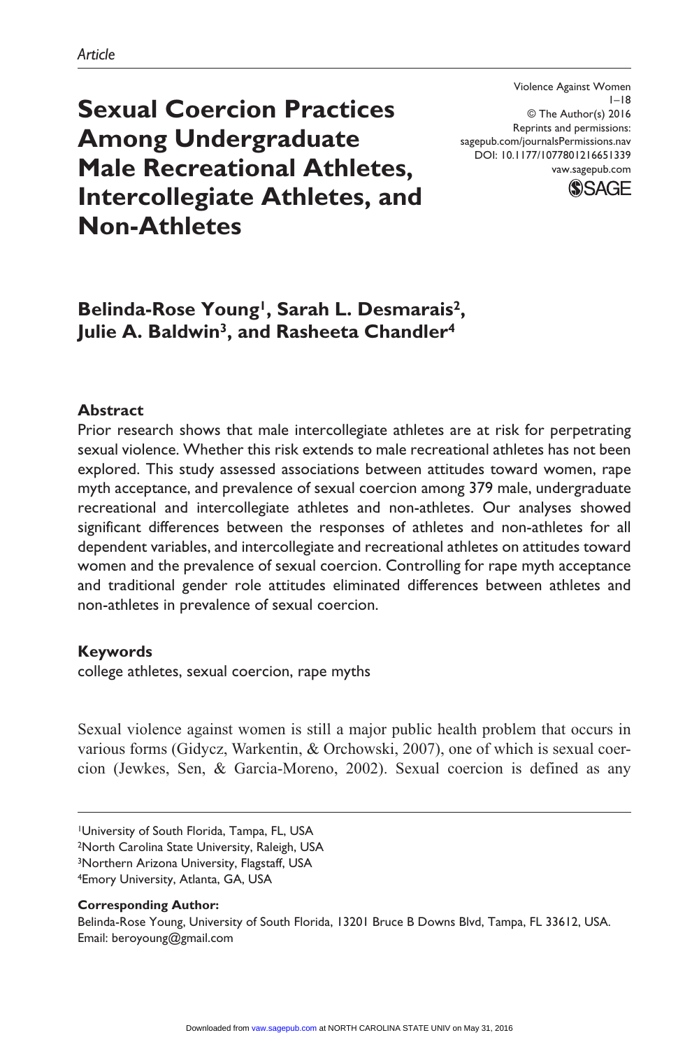*Article*

# Sexual Coercion Practices Among Undergraduate Male Recreational Athletes, Intercollegiate Athletes, and Non-Athletes

Violence Against Women
1–18
© The Author(s) 2016
Reprints and permissions:
sagepub.com/journalsPermissions.nav
DOI: 10.1177/1077801216651339
vaw.sagepub.com

**Belinda-Rose Young[1], Sarah L. Desmarais[2], Julie A. Baldwin[3], and Rasheeta Chandler[4]**

## Abstract

Prior research shows that male intercollegiate athletes are at risk for perpetrating sexual violence. Whether this risk extends to male recreational athletes has not been explored. This study assessed associations between attitudes toward women, rape myth acceptance, and prevalence of sexual coercion among 379 male, undergraduate recreational and intercollegiate athletes and non-athletes. Our analyses showed significant differences between the responses of athletes and non-athletes for all dependent variables, and intercollegiate and recreational athletes on attitudes toward women and the prevalence of sexual coercion. Controlling for rape myth acceptance and traditional gender role attitudes eliminated differences between athletes and non-athletes in prevalence of sexual coercion.

## Keywords

college athletes, sexual coercion, rape myths

Sexual violence against women is still a major public health problem that occurs in various forms (Gidycz, Warkentin, & Orchowski, 2007), one of which is sexual coercion (Jewkes, Sen, & Garcia-Moreno, 2002). Sexual coercion is defined as any

[1]University of South Florida, Tampa, FL, USA
[2]North Carolina State University, Raleigh, USA
[3]Northern Arizona University, Flagstaff, USA
[4]Emory University, Atlanta, GA, USA

**Corresponding Author:**
Belinda-Rose Young, University of South Florida, 13201 Bruce B Downs Blvd, Tampa, FL 33612, USA.
Email: beroyoung@gmail.com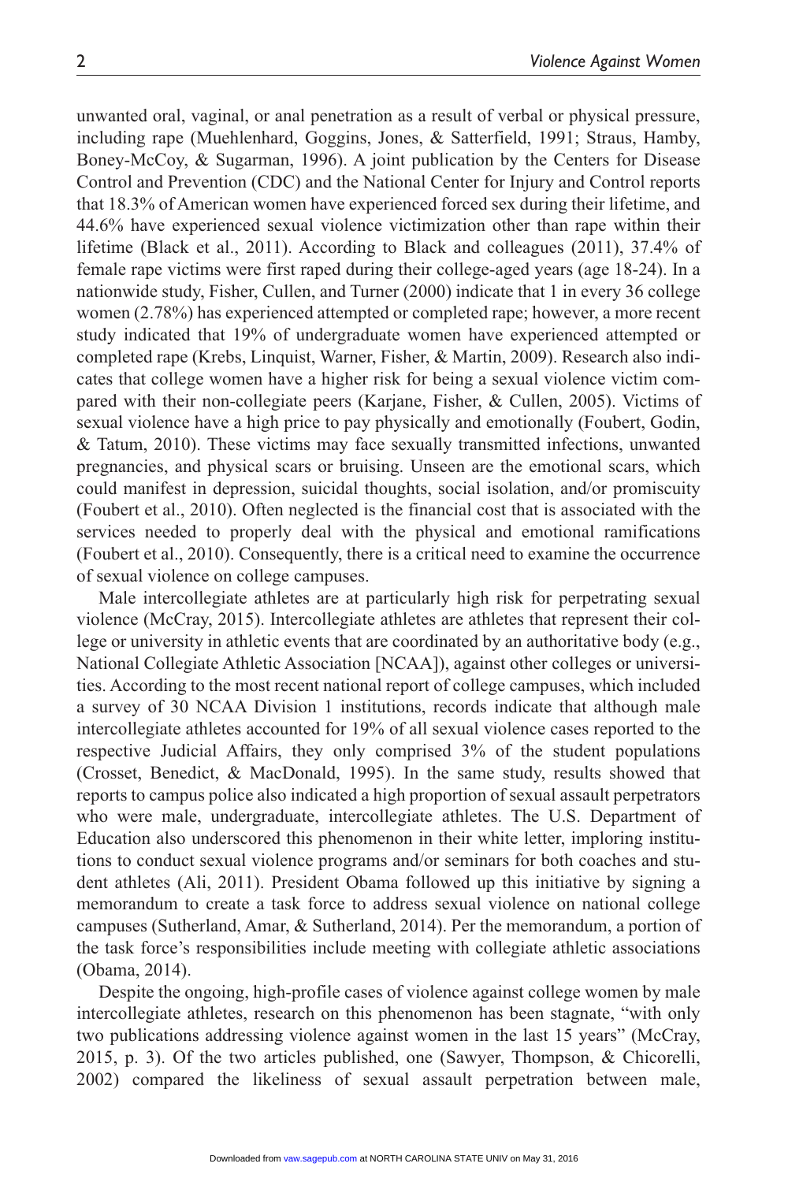unwanted oral, vaginal, or anal penetration as a result of verbal or physical pressure, including rape (Muehlenhard, Goggins, Jones, & Satterfield, 1991; Straus, Hamby, Boney-McCoy, & Sugarman, 1996). A joint publication by the Centers for Disease Control and Prevention (CDC) and the National Center for Injury and Control reports that 18.3% of American women have experienced forced sex during their lifetime, and 44.6% have experienced sexual violence victimization other than rape within their lifetime (Black et al., 2011). According to Black and colleagues (2011), 37.4% of female rape victims were first raped during their college-aged years (age 18-24). In a nationwide study, Fisher, Cullen, and Turner (2000) indicate that 1 in every 36 college women (2.78%) has experienced attempted or completed rape; however, a more recent study indicated that 19% of undergraduate women have experienced attempted or completed rape (Krebs, Linquist, Warner, Fisher, & Martin, 2009). Research also indicates that college women have a higher risk for being a sexual violence victim compared with their non-collegiate peers (Karjane, Fisher, & Cullen, 2005). Victims of sexual violence have a high price to pay physically and emotionally (Foubert, Godin, & Tatum, 2010). These victims may face sexually transmitted infections, unwanted pregnancies, and physical scars or bruising. Unseen are the emotional scars, which could manifest in depression, suicidal thoughts, social isolation, and/or promiscuity (Foubert et al., 2010). Often neglected is the financial cost that is associated with the services needed to properly deal with the physical and emotional ramifications (Foubert et al., 2010). Consequently, there is a critical need to examine the occurrence of sexual violence on college campuses.

Male intercollegiate athletes are at particularly high risk for perpetrating sexual violence (McCray, 2015). Intercollegiate athletes are athletes that represent their college or university in athletic events that are coordinated by an authoritative body (e.g., National Collegiate Athletic Association [NCAA]), against other colleges or universities. According to the most recent national report of college campuses, which included a survey of 30 NCAA Division 1 institutions, records indicate that although male intercollegiate athletes accounted for 19% of all sexual violence cases reported to the respective Judicial Affairs, they only comprised 3% of the student populations (Crosset, Benedict, & MacDonald, 1995). In the same study, results showed that reports to campus police also indicated a high proportion of sexual assault perpetrators who were male, undergraduate, intercollegiate athletes. The U.S. Department of Education also underscored this phenomenon in their white letter, imploring institutions to conduct sexual violence programs and/or seminars for both coaches and student athletes (Ali, 2011). President Obama followed up this initiative by signing a memorandum to create a task force to address sexual violence on national college campuses (Sutherland, Amar, & Sutherland, 2014). Per the memorandum, a portion of the task force's responsibilities include meeting with collegiate athletic associations (Obama, 2014).

Despite the ongoing, high-profile cases of violence against college women by male intercollegiate athletes, research on this phenomenon has been stagnate, "with only two publications addressing violence against women in the last 15 years" (McCray, 2015, p. 3). Of the two articles published, one (Sawyer, Thompson, & Chicorelli, 2002) compared the likeliness of sexual assault perpetration between male,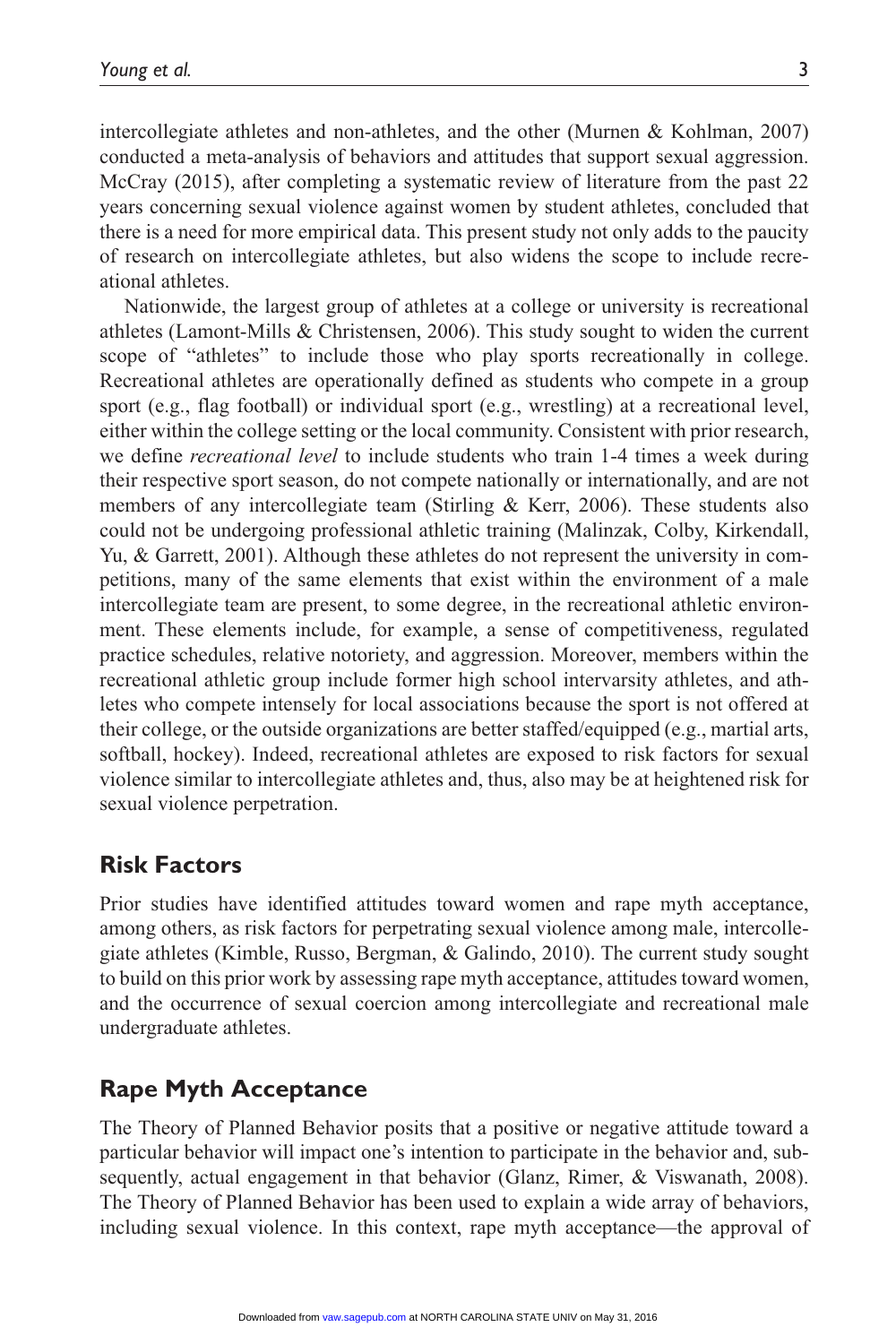intercollegiate athletes and non-athletes, and the other (Murnen & Kohlman, 2007) conducted a meta-analysis of behaviors and attitudes that support sexual aggression. McCray (2015), after completing a systematic review of literature from the past 22 years concerning sexual violence against women by student athletes, concluded that there is a need for more empirical data. This present study not only adds to the paucity of research on intercollegiate athletes, but also widens the scope to include recreational athletes.

Nationwide, the largest group of athletes at a college or university is recreational athletes (Lamont-Mills & Christensen, 2006). This study sought to widen the current scope of "athletes" to include those who play sports recreationally in college. Recreational athletes are operationally defined as students who compete in a group sport (e.g., flag football) or individual sport (e.g., wrestling) at a recreational level, either within the college setting or the local community. Consistent with prior research, we define *recreational level* to include students who train 1-4 times a week during their respective sport season, do not compete nationally or internationally, and are not members of any intercollegiate team (Stirling & Kerr, 2006). These students also could not be undergoing professional athletic training (Malinzak, Colby, Kirkendall, Yu, & Garrett, 2001). Although these athletes do not represent the university in competitions, many of the same elements that exist within the environment of a male intercollegiate team are present, to some degree, in the recreational athletic environment. These elements include, for example, a sense of competitiveness, regulated practice schedules, relative notoriety, and aggression. Moreover, members within the recreational athletic group include former high school intervarsity athletes, and athletes who compete intensely for local associations because the sport is not offered at their college, or the outside organizations are better staffed/equipped (e.g., martial arts, softball, hockey). Indeed, recreational athletes are exposed to risk factors for sexual violence similar to intercollegiate athletes and, thus, also may be at heightened risk for sexual violence perpetration.

## Risk Factors

Prior studies have identified attitudes toward women and rape myth acceptance, among others, as risk factors for perpetrating sexual violence among male, intercollegiate athletes (Kimble, Russo, Bergman, & Galindo, 2010). The current study sought to build on this prior work by assessing rape myth acceptance, attitudes toward women, and the occurrence of sexual coercion among intercollegiate and recreational male undergraduate athletes.

## Rape Myth Acceptance

The Theory of Planned Behavior posits that a positive or negative attitude toward a particular behavior will impact one's intention to participate in the behavior and, subsequently, actual engagement in that behavior (Glanz, Rimer, & Viswanath, 2008). The Theory of Planned Behavior has been used to explain a wide array of behaviors, including sexual violence. In this context, rape myth acceptance—the approval of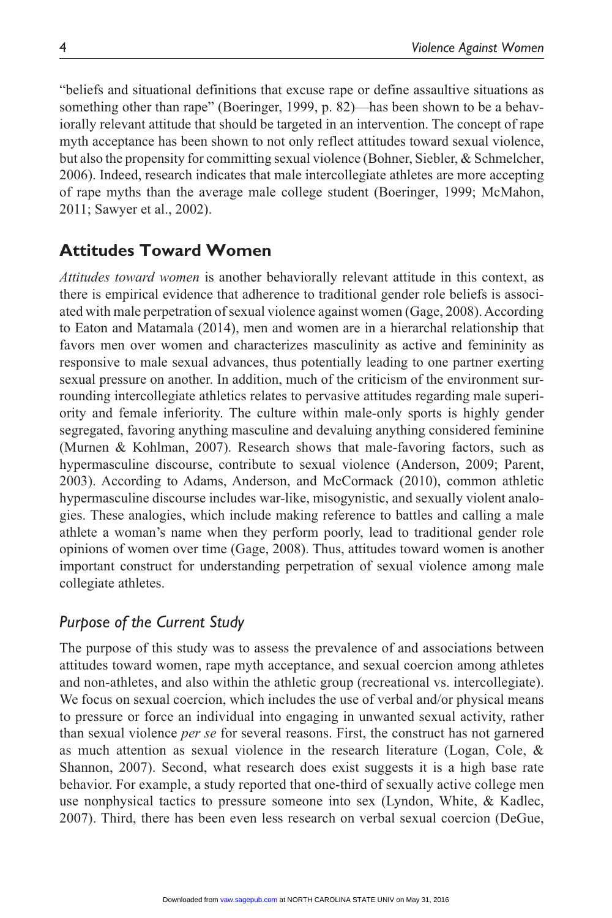"beliefs and situational definitions that excuse rape or define assaultive situations as something other than rape" (Boeringer, 1999, p. 82)—has been shown to be a behaviorally relevant attitude that should be targeted in an intervention. The concept of rape myth acceptance has been shown to not only reflect attitudes toward sexual violence, but also the propensity for committing sexual violence (Bohner, Siebler, & Schmelcher, 2006). Indeed, research indicates that male intercollegiate athletes are more accepting of rape myths than the average male college student (Boeringer, 1999; McMahon, 2011; Sawyer et al., 2002).

## Attitudes Toward Women

*Attitudes toward women* is another behaviorally relevant attitude in this context, as there is empirical evidence that adherence to traditional gender role beliefs is associated with male perpetration of sexual violence against women (Gage, 2008). According to Eaton and Matamala (2014), men and women are in a hierarchal relationship that favors men over women and characterizes masculinity as active and femininity as responsive to male sexual advances, thus potentially leading to one partner exerting sexual pressure on another. In addition, much of the criticism of the environment surrounding intercollegiate athletics relates to pervasive attitudes regarding male superiority and female inferiority. The culture within male-only sports is highly gender segregated, favoring anything masculine and devaluing anything considered feminine (Murnen & Kohlman, 2007). Research shows that male-favoring factors, such as hypermasculine discourse, contribute to sexual violence (Anderson, 2009; Parent, 2003). According to Adams, Anderson, and McCormack (2010), common athletic hypermasculine discourse includes war-like, misogynistic, and sexually violent analogies. These analogies, which include making reference to battles and calling a male athlete a woman's name when they perform poorly, lead to traditional gender role opinions of women over time (Gage, 2008). Thus, attitudes toward women is another important construct for understanding perpetration of sexual violence among male collegiate athletes.

### *Purpose of the Current Study*

The purpose of this study was to assess the prevalence of and associations between attitudes toward women, rape myth acceptance, and sexual coercion among athletes and non-athletes, and also within the athletic group (recreational vs. intercollegiate). We focus on sexual coercion, which includes the use of verbal and/or physical means to pressure or force an individual into engaging in unwanted sexual activity, rather than sexual violence *per se* for several reasons. First, the construct has not garnered as much attention as sexual violence in the research literature (Logan, Cole, & Shannon, 2007). Second, what research does exist suggests it is a high base rate behavior. For example, a study reported that one-third of sexually active college men use nonphysical tactics to pressure someone into sex (Lyndon, White, & Kadlec, 2007). Third, there has been even less research on verbal sexual coercion (DeGue,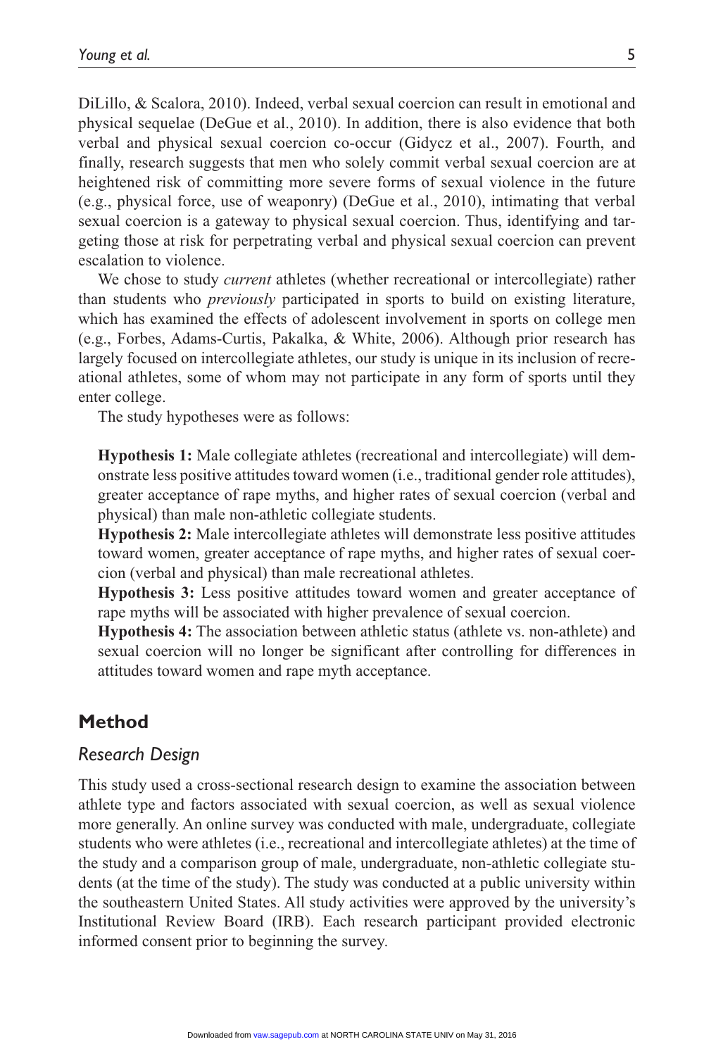DiLillo, & Scalora, 2010). Indeed, verbal sexual coercion can result in emotional and physical sequelae (DeGue et al., 2010). In addition, there is also evidence that both verbal and physical sexual coercion co-occur (Gidycz et al., 2007). Fourth, and finally, research suggests that men who solely commit verbal sexual coercion are at heightened risk of committing more severe forms of sexual violence in the future (e.g., physical force, use of weaponry) (DeGue et al., 2010), intimating that verbal sexual coercion is a gateway to physical sexual coercion. Thus, identifying and targeting those at risk for perpetrating verbal and physical sexual coercion can prevent escalation to violence.

We chose to study *current* athletes (whether recreational or intercollegiate) rather than students who *previously* participated in sports to build on existing literature, which has examined the effects of adolescent involvement in sports on college men (e.g., Forbes, Adams-Curtis, Pakalka, & White, 2006). Although prior research has largely focused on intercollegiate athletes, our study is unique in its inclusion of recreational athletes, some of whom may not participate in any form of sports until they enter college.

The study hypotheses were as follows:

**Hypothesis 1:** Male collegiate athletes (recreational and intercollegiate) will demonstrate less positive attitudes toward women (i.e., traditional gender role attitudes), greater acceptance of rape myths, and higher rates of sexual coercion (verbal and physical) than male non-athletic collegiate students.

**Hypothesis 2:** Male intercollegiate athletes will demonstrate less positive attitudes toward women, greater acceptance of rape myths, and higher rates of sexual coercion (verbal and physical) than male recreational athletes.

**Hypothesis 3:** Less positive attitudes toward women and greater acceptance of rape myths will be associated with higher prevalence of sexual coercion.

**Hypothesis 4:** The association between athletic status (athlete vs. non-athlete) and sexual coercion will no longer be significant after controlling for differences in attitudes toward women and rape myth acceptance.

## Method

### *Research Design*

This study used a cross-sectional research design to examine the association between athlete type and factors associated with sexual coercion, as well as sexual violence more generally. An online survey was conducted with male, undergraduate, collegiate students who were athletes (i.e., recreational and intercollegiate athletes) at the time of the study and a comparison group of male, undergraduate, non-athletic collegiate students (at the time of the study). The study was conducted at a public university within the southeastern United States. All study activities were approved by the university's Institutional Review Board (IRB). Each research participant provided electronic informed consent prior to beginning the survey.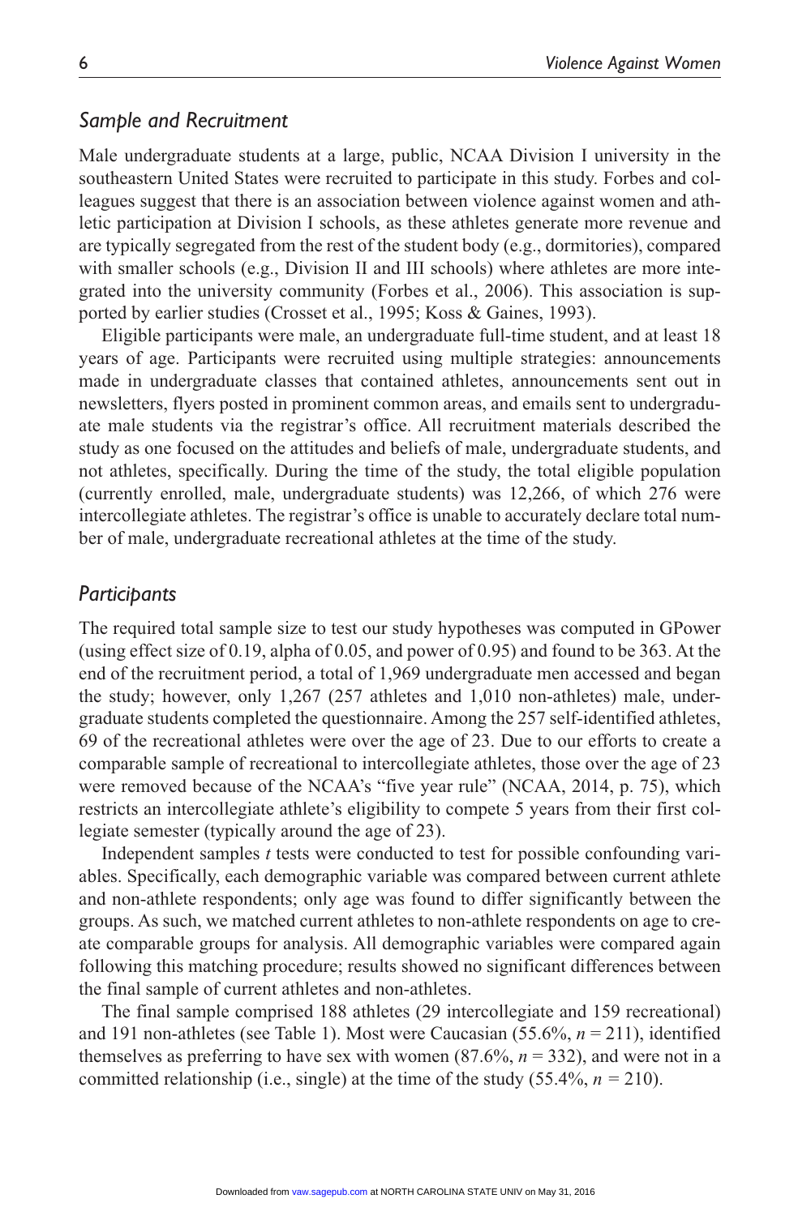### *Sample and Recruitment*

Male undergraduate students at a large, public, NCAA Division I university in the southeastern United States were recruited to participate in this study. Forbes and colleagues suggest that there is an association between violence against women and athletic participation at Division I schools, as these athletes generate more revenue and are typically segregated from the rest of the student body (e.g., dormitories), compared with smaller schools (e.g., Division II and III schools) where athletes are more integrated into the university community (Forbes et al., 2006). This association is supported by earlier studies (Crosset et al., 1995; Koss & Gaines, 1993).

Eligible participants were male, an undergraduate full-time student, and at least 18 years of age. Participants were recruited using multiple strategies: announcements made in undergraduate classes that contained athletes, announcements sent out in newsletters, flyers posted in prominent common areas, and emails sent to undergraduate male students via the registrar's office. All recruitment materials described the study as one focused on the attitudes and beliefs of male, undergraduate students, and not athletes, specifically. During the time of the study, the total eligible population (currently enrolled, male, undergraduate students) was 12,266, of which 276 were intercollegiate athletes. The registrar's office is unable to accurately declare total number of male, undergraduate recreational athletes at the time of the study.

### *Participants*

The required total sample size to test our study hypotheses was computed in GPower (using effect size of 0.19, alpha of 0.05, and power of 0.95) and found to be 363. At the end of the recruitment period, a total of 1,969 undergraduate men accessed and began the study; however, only 1,267 (257 athletes and 1,010 non-athletes) male, undergraduate students completed the questionnaire. Among the 257 self-identified athletes, 69 of the recreational athletes were over the age of 23. Due to our efforts to create a comparable sample of recreational to intercollegiate athletes, those over the age of 23 were removed because of the NCAA's "five year rule" (NCAA, 2014, p. 75), which restricts an intercollegiate athlete's eligibility to compete 5 years from their first collegiate semester (typically around the age of 23).

Independent samples *t* tests were conducted to test for possible confounding variables. Specifically, each demographic variable was compared between current athlete and non-athlete respondents; only age was found to differ significantly between the groups. As such, we matched current athletes to non-athlete respondents on age to create comparable groups for analysis. All demographic variables were compared again following this matching procedure; results showed no significant differences between the final sample of current athletes and non-athletes.

The final sample comprised 188 athletes (29 intercollegiate and 159 recreational) and 191 non-athletes (see Table 1). Most were Caucasian (55.6%, $n = 211$), identified themselves as preferring to have sex with women (87.6%, $n = 332$), and were not in a committed relationship (i.e., single) at the time of the study (55.4%, $n = 210$).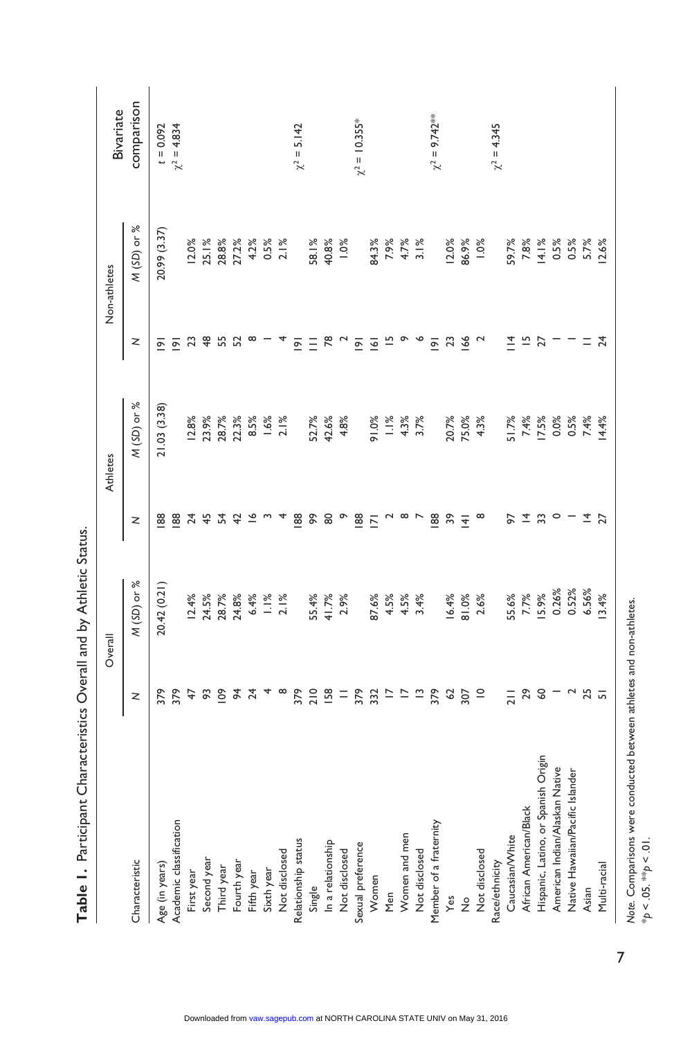**Table 1.** Participant Characteristics Overall and by Athletic Status.

| | Overall | | Athletes | | Non-athletes | | Bivariate comparison |
|---|---|---|---|---|---|---|---|
| Characteristic | *N* | *M* (*SD*) or % | *N* | *M* (*SD*) or % | *N* | *M* (*SD*) or % | |
| Age (in years) | 379 | 20.42 (0.21) | 188 | 21.03 (3.38) | 191 | 20.99 (3.37) | $t = 0.092$ |
| Academic classification | 379 | | 188 | | 191 | | $\chi^2 = 4.834$ |
| First year | 47 | 12.4% | 24 | 12.8% | 23 | 12.0% | |
| Second year | 93 | 24.5% | 45 | 23.9% | 48 | 25.1% | |
| Third year | 109 | 28.7% | 54 | 28.7% | 55 | 28.8% | |
| Fourth year | 94 | 24.8% | 42 | 22.3% | 52 | 27.2% | |
| Fifth year | 24 | 6.4% | 16 | 8.5% | 8 | 4.2% | |
| Sixth year | 4 | 1.1% | 3 | 1.6% | 1 | 0.5% | |
| Not disclosed | 8 | 2.1% | 4 | 2.1% | 4 | 2.1% | |
| Relationship status | 379 | | 188 | | 191 | | $\chi^2 = 5.142$ |
| Single | 210 | 55.4% | 99 | 52.7% | 111 | 58.1% | |
| In a relationship | 158 | 41.7% | 80 | 42.6% | 78 | 40.8% | |
| Not disclosed | 11 | 2.9% | 9 | 4.8% | 2 | 1.0% | |
| Sexual preference | 379 | | 188 | | 191 | | $\chi^2 = 10.355^*$ |
| Women | 332 | 87.6% | 171 | 91.0% | 161 | 84.3% | |
| Men | 17 | 4.5% | 2 | 1.1% | 15 | 7.9% | |
| Women and men | 17 | 4.5% | 8 | 4.3% | 9 | 4.7% | |
| Not disclosed | 13 | 3.4% | 7 | 3.7% | 6 | 3.1% | |
| Member of a fraternity | 379 | | 188 | | 191 | | $\chi^2 = 9.742^{**}$ |
| Yes | 62 | 16.4% | 39 | 20.7% | 23 | 12.0% | |
| No | 307 | 81.0% | 141 | 75.0% | 166 | 86.9% | |
| Not disclosed | 10 | 2.6% | 8 | 4.3% | 2 | 1.0% | |
| Race/ethnicity | | | | | | | $\chi^2 = 4.345$ |
| Caucasian/White | 211 | 55.6% | 97 | 51.7% | 114 | 59.7% | |
| African American/Black | 29 | 7.7% | 14 | 7.4% | 15 | 7.8% | |
| Hispanic, Latino, or Spanish Origin | 60 | 15.9% | 33 | 17.5% | 27 | 14.1% | |
| American Indian/Alaskan Native | 1 | 0.26% | 0 | 0.0% | 1 | 0.5% | |
| Native Hawaiian/Pacific Islander | 2 | 0.52% | 1 | 0.5% | 1 | 0.5% | |
| Asian | 25 | 6.56% | 14 | 7.4% | 11 | 5.7% | |
| Multi-racial | 51 | 13.4% | 27 | 14.4% | 24 | 12.6% | |

*Note.* Comparisons were conducted between athletes and non-athletes.
$^*p < .05$. $^{**}p < .01$.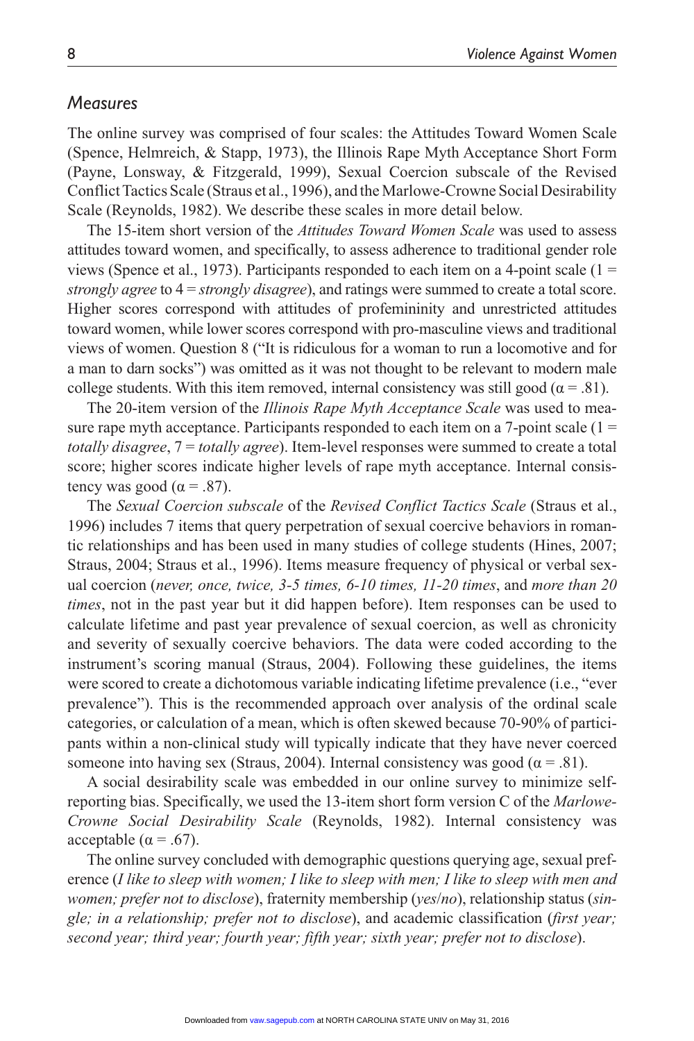## *Measures*

The online survey was comprised of four scales: the Attitudes Toward Women Scale (Spence, Helmreich, & Stapp, 1973), the Illinois Rape Myth Acceptance Short Form (Payne, Lonsway, & Fitzgerald, 1999), Sexual Coercion subscale of the Revised Conflict Tactics Scale (Straus et al., 1996), and the Marlowe-Crowne Social Desirability Scale (Reynolds, 1982). We describe these scales in more detail below.

The 15-item short version of the *Attitudes Toward Women Scale* was used to assess attitudes toward women, and specifically, to assess adherence to traditional gender role views (Spence et al., 1973). Participants responded to each item on a 4-point scale (1 = *strongly agree* to 4 = *strongly disagree*), and ratings were summed to create a total score. Higher scores correspond with attitudes of profemininity and unrestricted attitudes toward women, while lower scores correspond with pro-masculine views and traditional views of women. Question 8 ("It is ridiculous for a woman to run a locomotive and for a man to darn socks") was omitted as it was not thought to be relevant to modern male college students. With this item removed, internal consistency was still good ($\alpha = .81$).

The 20-item version of the *Illinois Rape Myth Acceptance Scale* was used to measure rape myth acceptance. Participants responded to each item on a 7-point scale (1 = *totally disagree*, 7 = *totally agree*). Item-level responses were summed to create a total score; higher scores indicate higher levels of rape myth acceptance. Internal consistency was good ($\alpha = .87$).

The *Sexual Coercion subscale* of the *Revised Conflict Tactics Scale* (Straus et al., 1996) includes 7 items that query perpetration of sexual coercive behaviors in romantic relationships and has been used in many studies of college students (Hines, 2007; Straus, 2004; Straus et al., 1996). Items measure frequency of physical or verbal sexual coercion (*never, once, twice, 3-5 times, 6-10 times, 11-20 times*, and *more than 20 times*, not in the past year but it did happen before). Item responses can be used to calculate lifetime and past year prevalence of sexual coercion, as well as chronicity and severity of sexually coercive behaviors. The data were coded according to the instrument's scoring manual (Straus, 2004). Following these guidelines, the items were scored to create a dichotomous variable indicating lifetime prevalence (i.e., "ever prevalence"). This is the recommended approach over analysis of the ordinal scale categories, or calculation of a mean, which is often skewed because 70-90% of participants within a non-clinical study will typically indicate that they have never coerced someone into having sex (Straus, 2004). Internal consistency was good ($\alpha = .81$).

A social desirability scale was embedded in our online survey to minimize self-reporting bias. Specifically, we used the 13-item short form version C of the *Marlowe-Crowne Social Desirability Scale* (Reynolds, 1982). Internal consistency was acceptable ($\alpha = .67$).

The online survey concluded with demographic questions querying age, sexual preference (*I like to sleep with women; I like to sleep with men; I like to sleep with men and women; prefer not to disclose*), fraternity membership (*yes*/*no*), relationship status (*single; in a relationship; prefer not to disclose*), and academic classification (*first year; second year; third year; fourth year; fifth year; sixth year; prefer not to disclose*).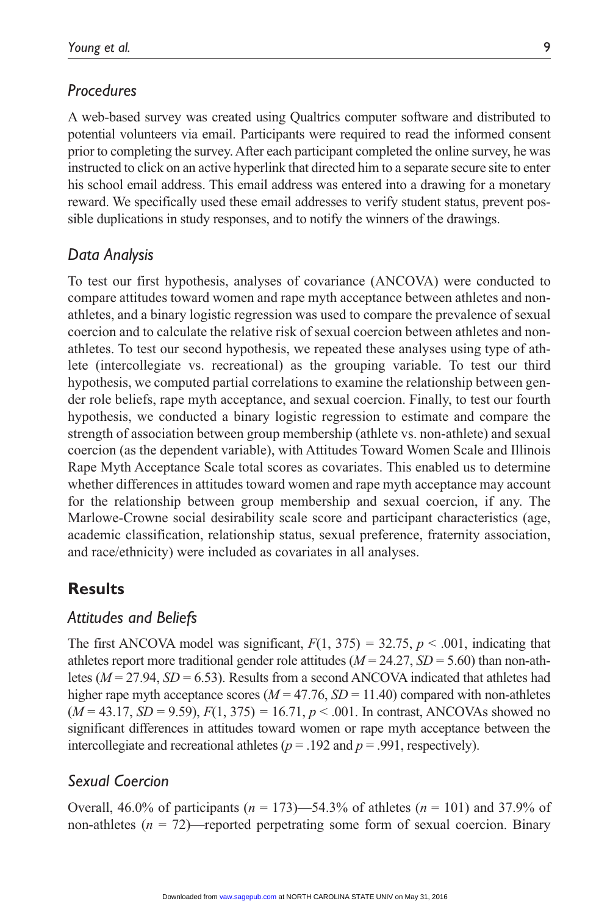### *Procedures*

A web-based survey was created using Qualtrics computer software and distributed to potential volunteers via email. Participants were required to read the informed consent prior to completing the survey. After each participant completed the online survey, he was instructed to click on an active hyperlink that directed him to a separate secure site to enter his school email address. This email address was entered into a drawing for a monetary reward. We specifically used these email addresses to verify student status, prevent possible duplications in study responses, and to notify the winners of the drawings.

### *Data Analysis*

To test our first hypothesis, analyses of covariance (ANCOVA) were conducted to compare attitudes toward women and rape myth acceptance between athletes and non-athletes, and a binary logistic regression was used to compare the prevalence of sexual coercion and to calculate the relative risk of sexual coercion between athletes and non-athletes. To test our second hypothesis, we repeated these analyses using type of athlete (intercollegiate vs. recreational) as the grouping variable. To test our third hypothesis, we computed partial correlations to examine the relationship between gender role beliefs, rape myth acceptance, and sexual coercion. Finally, to test our fourth hypothesis, we conducted a binary logistic regression to estimate and compare the strength of association between group membership (athlete vs. non-athlete) and sexual coercion (as the dependent variable), with Attitudes Toward Women Scale and Illinois Rape Myth Acceptance Scale total scores as covariates. This enabled us to determine whether differences in attitudes toward women and rape myth acceptance may account for the relationship between group membership and sexual coercion, if any. The Marlowe-Crowne social desirability scale score and participant characteristics (age, academic classification, relationship status, sexual preference, fraternity association, and race/ethnicity) were included as covariates in all analyses.

## Results

### *Attitudes and Beliefs*

The first ANCOVA model was significant, $F(1, 375) = 32.75$, $p < .001$, indicating that athletes report more traditional gender role attitudes ($M = 24.27$, $SD = 5.60$) than non-athletes ($M = 27.94$, $SD = 6.53$). Results from a second ANCOVA indicated that athletes had higher rape myth acceptance scores ($M = 47.76$, $SD = 11.40$) compared with non-athletes ($M = 43.17$, $SD = 9.59$), $F(1, 375) = 16.71$, $p < .001$. In contrast, ANCOVAs showed no significant differences in attitudes toward women or rape myth acceptance between the intercollegiate and recreational athletes ($p = .192$ and $p = .991$, respectively).

### *Sexual Coercion*

Overall, 46.0% of participants ($n = 173$)—54.3% of athletes ($n = 101$) and 37.9% of non-athletes ($n = 72$)—reported perpetrating some form of sexual coercion. Binary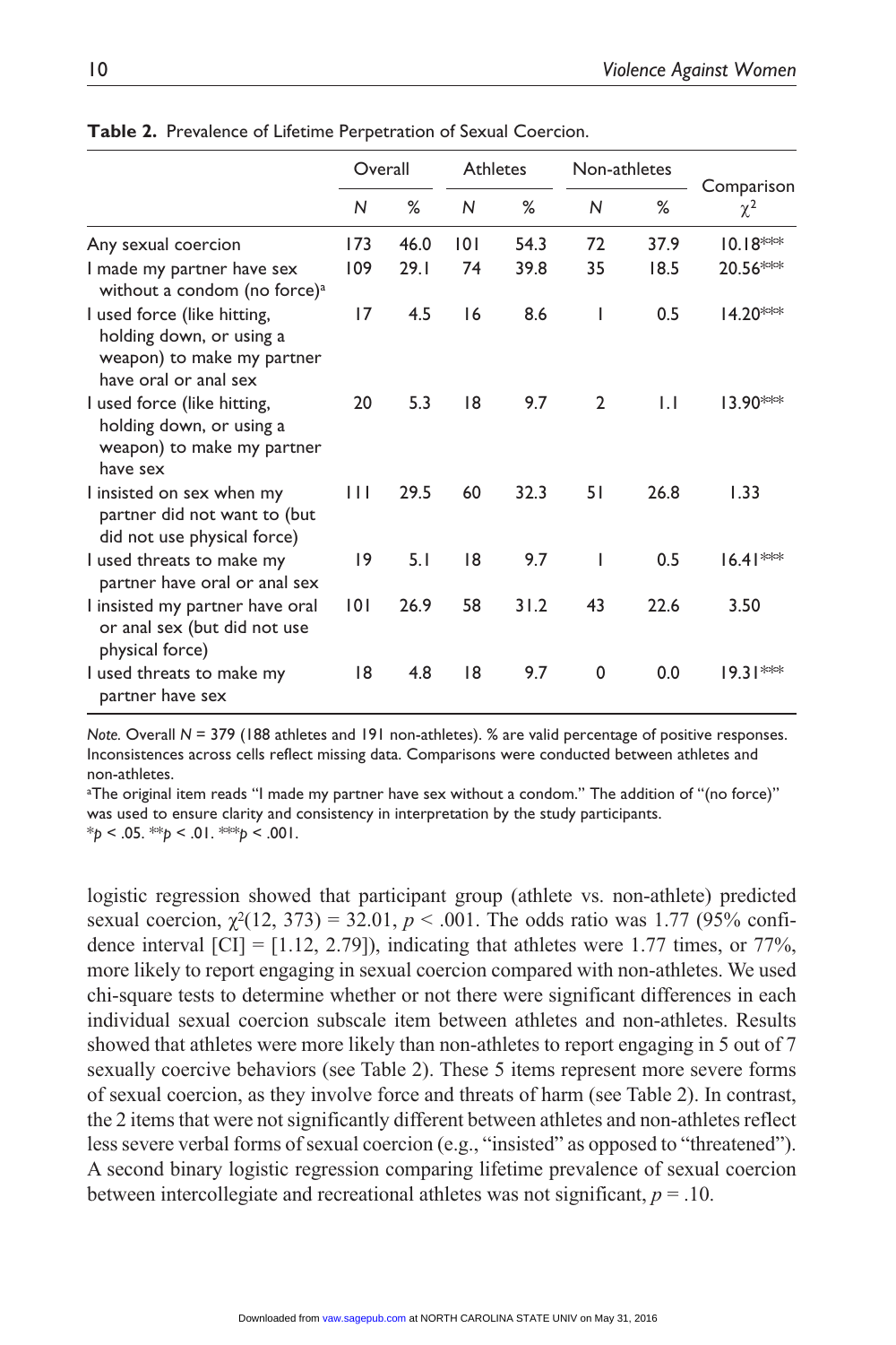**Table 2.** Prevalence of Lifetime Perpetration of Sexual Coercion.

| | Overall | | Athletes | | Non-athletes | | Comparison |
|---|---|---|---|---|---|---|---|
| | $N$ | % | $N$ | % | $N$ | % | $\chi^2$ |
| Any sexual coercion | 173 | 46.0 | 101 | 54.3 | 72 | 37.9 | 10.18*** |
| I made my partner have sex without a condom (no force)[a] | 109 | 29.1 | 74 | 39.8 | 35 | 18.5 | 20.56*** |
| I used force (like hitting, holding down, or using a weapon) to make my partner have oral or anal sex | 17 | 4.5 | 16 | 8.6 | 1 | 0.5 | 14.20*** |
| I used force (like hitting, holding down, or using a weapon) to make my partner have sex | 20 | 5.3 | 18 | 9.7 | 2 | 1.1 | 13.90*** |
| I insisted on sex when my partner did not want to (but did not use physical force) | 111 | 29.5 | 60 | 32.3 | 51 | 26.8 | 1.33 |
| I used threats to make my partner have oral or anal sex | 19 | 5.1 | 18 | 9.7 | 1 | 0.5 | 16.41*** |
| I insisted my partner have oral or anal sex (but did not use physical force) | 101 | 26.9 | 58 | 31.2 | 43 | 22.6 | 3.50 |
| I used threats to make my partner have sex | 18 | 4.8 | 18 | 9.7 | 0 | 0.0 | 19.31*** |

*Note.* Overall $N$ = 379 (188 athletes and 191 non-athletes). % are valid percentage of positive responses. Inconsistences across cells reflect missing data. Comparisons were conducted between athletes and non-athletes.
[a]The original item reads "I made my partner have sex without a condom." The addition of "(no force)" was used to ensure clarity and consistency in interpretation by the study participants.
*$p$ < .05. **$p$ < .01. ***$p$ < .001.

logistic regression showed that participant group (athlete vs. non-athlete) predicted sexual coercion, $\chi^2(12, 373) = 32.01$, $p < .001$. The odds ratio was 1.77 (95% confidence interval [CI] = [1.12, 2.79]), indicating that athletes were 1.77 times, or 77%, more likely to report engaging in sexual coercion compared with non-athletes. We used chi-square tests to determine whether or not there were significant differences in each individual sexual coercion subscale item between athletes and non-athletes. Results showed that athletes were more likely than non-athletes to report engaging in 5 out of 7 sexually coercive behaviors (see Table 2). These 5 items represent more severe forms of sexual coercion, as they involve force and threats of harm (see Table 2). In contrast, the 2 items that were not significantly different between athletes and non-athletes reflect less severe verbal forms of sexual coercion (e.g., "insisted" as opposed to "threatened"). A second binary logistic regression comparing lifetime prevalence of sexual coercion between intercollegiate and recreational athletes was not significant, $p = .10$.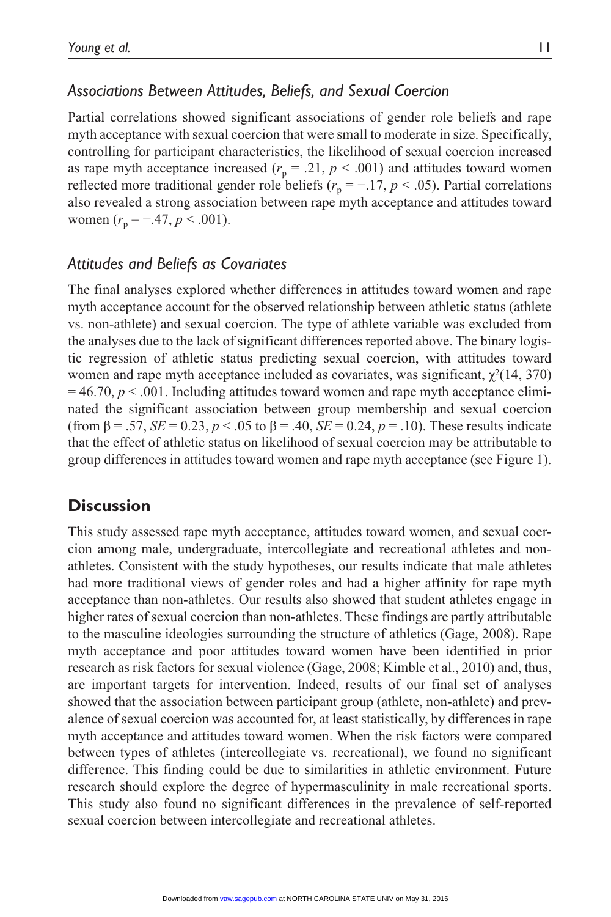### *Associations Between Attitudes, Beliefs, and Sexual Coercion*

Partial correlations showed significant associations of gender role beliefs and rape myth acceptance with sexual coercion that were small to moderate in size. Specifically, controlling for participant characteristics, the likelihood of sexual coercion increased as rape myth acceptance increased ($r_p = .21$, $p < .001$) and attitudes toward women reflected more traditional gender role beliefs ($r_p = -.17$, $p < .05$). Partial correlations also revealed a strong association between rape myth acceptance and attitudes toward women ($r_p = -.47$, $p < .001$).

### *Attitudes and Beliefs as Covariates*

The final analyses explored whether differences in attitudes toward women and rape myth acceptance account for the observed relationship between athletic status (athlete vs. non-athlete) and sexual coercion. The type of athlete variable was excluded from the analyses due to the lack of significant differences reported above. The binary logistic regression of athletic status predicting sexual coercion, with attitudes toward women and rape myth acceptance included as covariates, was significant, $\chi^2(14, 370) = 46.70$, $p < .001$. Including attitudes toward women and rape myth acceptance eliminated the significant association between group membership and sexual coercion (from $\beta = .57$, $SE = 0.23$, $p < .05$ to $\beta = .40$, $SE = 0.24$, $p = .10$). These results indicate that the effect of athletic status on likelihood of sexual coercion may be attributable to group differences in attitudes toward women and rape myth acceptance (see Figure 1).

## Discussion

This study assessed rape myth acceptance, attitudes toward women, and sexual coercion among male, undergraduate, intercollegiate and recreational athletes and non-athletes. Consistent with the study hypotheses, our results indicate that male athletes had more traditional views of gender roles and had a higher affinity for rape myth acceptance than non-athletes. Our results also showed that student athletes engage in higher rates of sexual coercion than non-athletes. These findings are partly attributable to the masculine ideologies surrounding the structure of athletics (Gage, 2008). Rape myth acceptance and poor attitudes toward women have been identified in prior research as risk factors for sexual violence (Gage, 2008; Kimble et al., 2010) and, thus, are important targets for intervention. Indeed, results of our final set of analyses showed that the association between participant group (athlete, non-athlete) and prevalence of sexual coercion was accounted for, at least statistically, by differences in rape myth acceptance and attitudes toward women. When the risk factors were compared between types of athletes (intercollegiate vs. recreational), we found no significant difference. This finding could be due to similarities in athletic environment. Future research should explore the degree of hypermasculinity in male recreational sports. This study also found no significant differences in the prevalence of self-reported sexual coercion between intercollegiate and recreational athletes.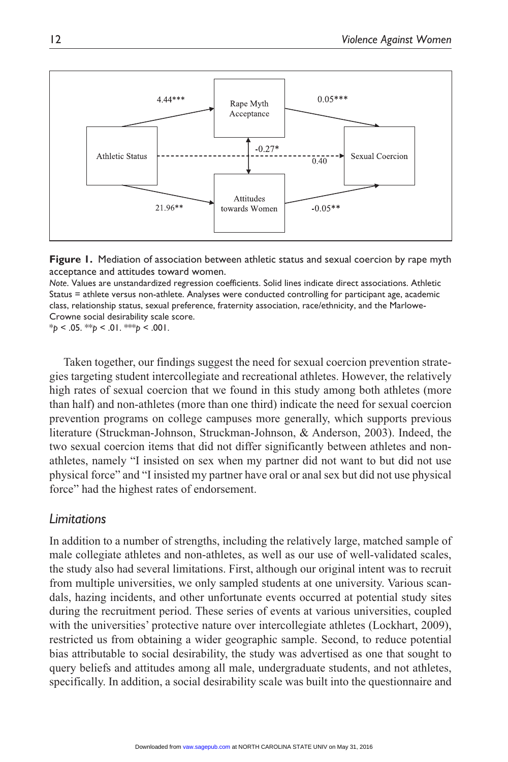4.44***

Rape Myth Acceptance

0.05***

Athletic Status

-0.27*

0.40

Sexual Coercion

21.96**

Attitudes towards Women

-0.05**

**Figure 1.** Mediation of association between athletic status and sexual coercion by rape myth acceptance and attitudes toward women.

*Note*. Values are unstandardized regression coefficients. Solid lines indicate direct associations. Athletic Status = athlete versus non-athlete. Analyses were conducted controlling for participant age, academic class, relationship status, sexual preference, fraternity association, race/ethnicity, and the Marlowe-Crowne social desirability scale score.

$^{*}p < .05$. $^{**}p < .01$. $^{***}p < .001$.

Taken together, our findings suggest the need for sexual coercion prevention strategies targeting student intercollegiate and recreational athletes. However, the relatively high rates of sexual coercion that we found in this study among both athletes (more than half) and non-athletes (more than one third) indicate the need for sexual coercion prevention programs on college campuses more generally, which supports previous literature (Struckman-Johnson, Struckman-Johnson, & Anderson, 2003). Indeed, the two sexual coercion items that did not differ significantly between athletes and non-athletes, namely "I insisted on sex when my partner did not want to but did not use physical force" and "I insisted my partner have oral or anal sex but did not use physical force" had the highest rates of endorsement.

## *Limitations*

In addition to a number of strengths, including the relatively large, matched sample of male collegiate athletes and non-athletes, as well as our use of well-validated scales, the study also had several limitations. First, although our original intent was to recruit from multiple universities, we only sampled students at one university. Various scandals, hazing incidents, and other unfortunate events occurred at potential study sites during the recruitment period. These series of events at various universities, coupled with the universities' protective nature over intercollegiate athletes (Lockhart, 2009), restricted us from obtaining a wider geographic sample. Second, to reduce potential bias attributable to social desirability, the study was advertised as one that sought to query beliefs and attitudes among all male, undergraduate students, and not athletes, specifically. In addition, a social desirability scale was built into the questionnaire and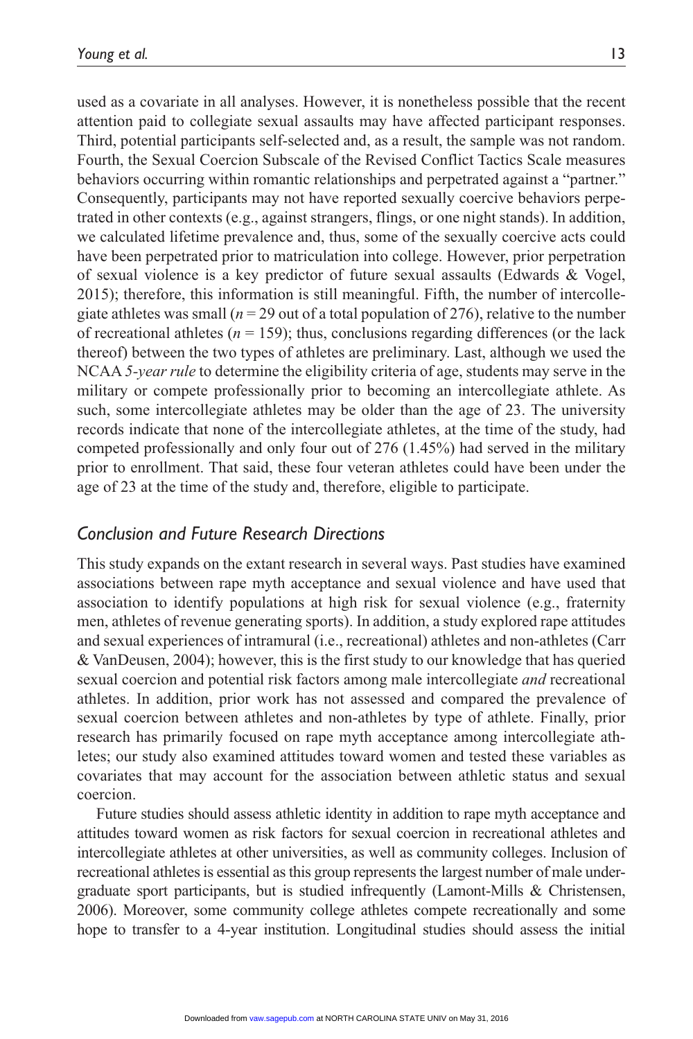used as a covariate in all analyses. However, it is nonetheless possible that the recent attention paid to collegiate sexual assaults may have affected participant responses. Third, potential participants self-selected and, as a result, the sample was not random. Fourth, the Sexual Coercion Subscale of the Revised Conflict Tactics Scale measures behaviors occurring within romantic relationships and perpetrated against a "partner." Consequently, participants may not have reported sexually coercive behaviors perpetrated in other contexts (e.g., against strangers, flings, or one night stands). In addition, we calculated lifetime prevalence and, thus, some of the sexually coercive acts could have been perpetrated prior to matriculation into college. However, prior perpetration of sexual violence is a key predictor of future sexual assaults (Edwards & Vogel, 2015); therefore, this information is still meaningful. Fifth, the number of intercollegiate athletes was small ($n = 29$ out of a total population of 276), relative to the number of recreational athletes ($n = 159$); thus, conclusions regarding differences (or the lack thereof) between the two types of athletes are preliminary. Last, although we used the NCAA *5-year rule* to determine the eligibility criteria of age, students may serve in the military or compete professionally prior to becoming an intercollegiate athlete. As such, some intercollegiate athletes may be older than the age of 23. The university records indicate that none of the intercollegiate athletes, at the time of the study, had competed professionally and only four out of 276 (1.45%) had served in the military prior to enrollment. That said, these four veteran athletes could have been under the age of 23 at the time of the study and, therefore, eligible to participate.

## Conclusion and Future Research Directions

This study expands on the extant research in several ways. Past studies have examined associations between rape myth acceptance and sexual violence and have used that association to identify populations at high risk for sexual violence (e.g., fraternity men, athletes of revenue generating sports). In addition, a study explored rape attitudes and sexual experiences of intramural (i.e., recreational) athletes and non-athletes (Carr & VanDeusen, 2004); however, this is the first study to our knowledge that has queried sexual coercion and potential risk factors among male intercollegiate *and* recreational athletes. In addition, prior work has not assessed and compared the prevalence of sexual coercion between athletes and non-athletes by type of athlete. Finally, prior research has primarily focused on rape myth acceptance among intercollegiate athletes; our study also examined attitudes toward women and tested these variables as covariates that may account for the association between athletic status and sexual coercion.

Future studies should assess athletic identity in addition to rape myth acceptance and attitudes toward women as risk factors for sexual coercion in recreational athletes and intercollegiate athletes at other universities, as well as community colleges. Inclusion of recreational athletes is essential as this group represents the largest number of male undergraduate sport participants, but is studied infrequently (Lamont-Mills & Christensen, 2006). Moreover, some community college athletes compete recreationally and some hope to transfer to a 4-year institution. Longitudinal studies should assess the initial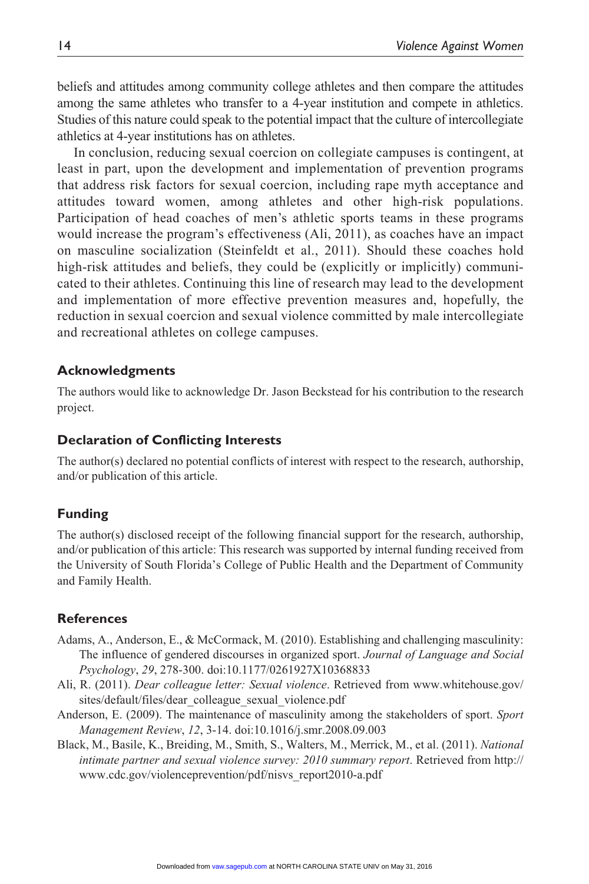beliefs and attitudes among community college athletes and then compare the attitudes among the same athletes who transfer to a 4-year institution and compete in athletics. Studies of this nature could speak to the potential impact that the culture of intercollegiate athletics at 4-year institutions has on athletes.

In conclusion, reducing sexual coercion on collegiate campuses is contingent, at least in part, upon the development and implementation of prevention programs that address risk factors for sexual coercion, including rape myth acceptance and attitudes toward women, among athletes and other high-risk populations. Participation of head coaches of men's athletic sports teams in these programs would increase the program's effectiveness (Ali, 2011), as coaches have an impact on masculine socialization (Steinfeldt et al., 2011). Should these coaches hold high-risk attitudes and beliefs, they could be (explicitly or implicitly) communicated to their athletes. Continuing this line of research may lead to the development and implementation of more effective prevention measures and, hopefully, the reduction in sexual coercion and sexual violence committed by male intercollegiate and recreational athletes on college campuses.

## Acknowledgments

The authors would like to acknowledge Dr. Jason Beckstead for his contribution to the research project.

## Declaration of Conflicting Interests

The author(s) declared no potential conflicts of interest with respect to the research, authorship, and/or publication of this article.

## Funding

The author(s) disclosed receipt of the following financial support for the research, authorship, and/or publication of this article: This research was supported by internal funding received from the University of South Florida's College of Public Health and the Department of Community and Family Health.

## References

Adams, A., Anderson, E., & McCormack, M. (2010). Establishing and challenging masculinity: The influence of gendered discourses in organized sport. *Journal of Language and Social Psychology*, *29*, 278-300. doi:10.1177/0261927X10368833

Ali, R. (2011). *Dear colleague letter: Sexual violence*. Retrieved from www.whitehouse.gov/sites/default/files/dear_colleague_sexual_violence.pdf

Anderson, E. (2009). The maintenance of masculinity among the stakeholders of sport. *Sport Management Review*, *12*, 3-14. doi:10.1016/j.smr.2008.09.003

Black, M., Basile, K., Breiding, M., Smith, S., Walters, M., Merrick, M., et al. (2011). *National intimate partner and sexual violence survey: 2010 summary report*. Retrieved from http://www.cdc.gov/violenceprevention/pdf/nisvs_report2010-a.pdf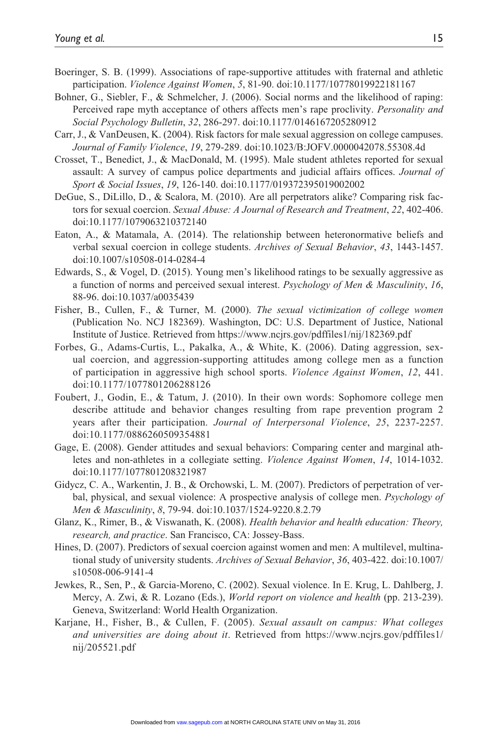Boeringer, S. B. (1999). Associations of rape-supportive attitudes with fraternal and athletic participation. *Violence Against Women*, *5*, 81-90. doi:10.1177/10778019922181167

Bohner, G., Siebler, F., & Schmelcher, J. (2006). Social norms and the likelihood of raping: Perceived rape myth acceptance of others affects men's rape proclivity. *Personality and Social Psychology Bulletin*, *32*, 286-297. doi:10.1177/0146167205280912

Carr, J., & VanDeusen, K. (2004). Risk factors for male sexual aggression on college campuses. *Journal of Family Violence*, *19*, 279-289. doi:10.1023/B:JOFV.0000042078.55308.4d

Crosset, T., Benedict, J., & MacDonald, M. (1995). Male student athletes reported for sexual assault: A survey of campus police departments and judicial affairs offices. *Journal of Sport & Social Issues*, *19*, 126-140. doi:10.1177/019372395019002002

DeGue, S., DiLillo, D., & Scalora, M. (2010). Are all perpetrators alike? Comparing risk factors for sexual coercion. *Sexual Abuse: A Journal of Research and Treatment*, *22*, 402-406. doi:10.1177/1079063210372140

Eaton, A., & Matamala, A. (2014). The relationship between heteronormative beliefs and verbal sexual coercion in college students. *Archives of Sexual Behavior*, *43*, 1443-1457. doi:10.1007/s10508-014-0284-4

Edwards, S., & Vogel, D. (2015). Young men's likelihood ratings to be sexually aggressive as a function of norms and perceived sexual interest. *Psychology of Men & Masculinity*, *16*, 88-96. doi:10.1037/a0035439

Fisher, B., Cullen, F., & Turner, M. (2000). *The sexual victimization of college women* (Publication No. NCJ 182369). Washington, DC: U.S. Department of Justice, National Institute of Justice. Retrieved from https://www.ncjrs.gov/pdffiles1/nij/182369.pdf

Forbes, G., Adams-Curtis, L., Pakalka, A., & White, K. (2006). Dating aggression, sexual coercion, and aggression-supporting attitudes among college men as a function of participation in aggressive high school sports. *Violence Against Women*, *12*, 441. doi:10.1177/1077801206288126

Foubert, J., Godin, E., & Tatum, J. (2010). In their own words: Sophomore college men describe attitude and behavior changes resulting from rape prevention program 2 years after their participation. *Journal of Interpersonal Violence*, *25*, 2237-2257. doi:10.1177/0886260509354881

Gage, E. (2008). Gender attitudes and sexual behaviors: Comparing center and marginal athletes and non-athletes in a collegiate setting. *Violence Against Women*, *14*, 1014-1032. doi:10.1177/1077801208321987

Gidycz, C. A., Warkentin, J. B., & Orchowski, L. M. (2007). Predictors of perpetration of verbal, physical, and sexual violence: A prospective analysis of college men. *Psychology of Men & Masculinity*, *8*, 79-94. doi:10.1037/1524-9220.8.2.79

Glanz, K., Rimer, B., & Viswanath, K. (2008). *Health behavior and health education: Theory, research, and practice*. San Francisco, CA: Jossey-Bass.

Hines, D. (2007). Predictors of sexual coercion against women and men: A multilevel, multinational study of university students. *Archives of Sexual Behavior*, *36*, 403-422. doi:10.1007/s10508-006-9141-4

Jewkes, R., Sen, P., & Garcia-Moreno, C. (2002). Sexual violence. In E. Krug, L. Dahlberg, J. Mercy, A. Zwi, & R. Lozano (Eds.), *World report on violence and health* (pp. 213-239). Geneva, Switzerland: World Health Organization.

Karjane, H., Fisher, B., & Cullen, F. (2005). *Sexual assault on campus: What colleges and universities are doing about it*. Retrieved from https://www.ncjrs.gov/pdffiles1/nij/205521.pdf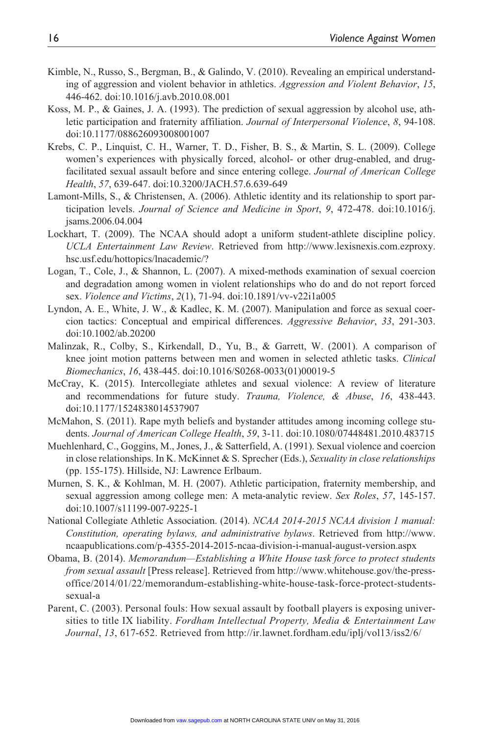Kimble, N., Russo, S., Bergman, B., & Galindo, V. (2010). Revealing an empirical understanding of aggression and violent behavior in athletics. *Aggression and Violent Behavior*, *15*, 446-462. doi:10.1016/j.avb.2010.08.001

Koss, M. P., & Gaines, J. A. (1993). The prediction of sexual aggression by alcohol use, athletic participation and fraternity affiliation. *Journal of Interpersonal Violence*, *8*, 94-108. doi:10.1177/088626093008001007

Krebs, C. P., Linquist, C. H., Warner, T. D., Fisher, B. S., & Martin, S. L. (2009). College women's experiences with physically forced, alcohol- or other drug-enabled, and drug-facilitated sexual assault before and since entering college. *Journal of American College Health*, *57*, 639-647. doi:10.3200/JACH.57.6.639-649

Lamont-Mills, S., & Christensen, A. (2006). Athletic identity and its relationship to sport participation levels. *Journal of Science and Medicine in Sport*, *9*, 472-478. doi:10.1016/j.jsams.2006.04.004

Lockhart, T. (2009). The NCAA should adopt a uniform student-athlete discipline policy. *UCLA Entertainment Law Review*. Retrieved from http://www.lexisnexis.com.ezproxy.hsc.usf.edu/hottopics/lnacademic/?

Logan, T., Cole, J., & Shannon, L. (2007). A mixed-methods examination of sexual coercion and degradation among women in violent relationships who do and do not report forced sex. *Violence and Victims*, *2*(1), 71-94. doi:10.1891/vv-v22i1a005

Lyndon, A. E., White, J. W., & Kadlec, K. M. (2007). Manipulation and force as sexual coercion tactics: Conceptual and empirical differences. *Aggressive Behavior*, *33*, 291-303. doi:10.1002/ab.20200

Malinzak, R., Colby, S., Kirkendall, D., Yu, B., & Garrett, W. (2001). A comparison of knee joint motion patterns between men and women in selected athletic tasks. *Clinical Biomechanics*, *16*, 438-445. doi:10.1016/S0268-0033(01)00019-5

McCray, K. (2015). Intercollegiate athletes and sexual violence: A review of literature and recommendations for future study. *Trauma, Violence, & Abuse*, *16*, 438-443. doi:10.1177/1524838014537907

McMahon, S. (2011). Rape myth beliefs and bystander attitudes among incoming college students. *Journal of American College Health*, *59*, 3-11. doi:10.1080/07448481.2010.483715

Muehlenhard, C., Goggins, M., Jones, J., & Satterfield, A. (1991). Sexual violence and coercion in close relationships. In K. McKinnet & S. Sprecher (Eds.), *Sexuality in close relationships* (pp. 155-175). Hillside, NJ: Lawrence Erlbaum.

Murnen, S. K., & Kohlman, M. H. (2007). Athletic participation, fraternity membership, and sexual aggression among college men: A meta-analytic review. *Sex Roles*, *57*, 145-157. doi:10.1007/s11199-007-9225-1

National Collegiate Athletic Association. (2014). *NCAA 2014-2015 NCAA division 1 manual: Constitution, operating bylaws, and administrative bylaws*. Retrieved from http://www.ncaapublications.com/p-4355-2014-2015-ncaa-division-i-manual-august-version.aspx

Obama, B. (2014). *Memorandum—Establishing a White House task force to protect students from sexual assault* [Press release]. Retrieved from http://www.whitehouse.gov/the-press-office/2014/01/22/memorandum-establishing-white-house-task-force-protect-students-sexual-a

Parent, C. (2003). Personal fouls: How sexual assault by football players is exposing universities to title IX liability. *Fordham Intellectual Property, Media & Entertainment Law Journal*, *13*, 617-652. Retrieved from http://ir.lawnet.fordham.edu/iplj/vol13/iss2/6/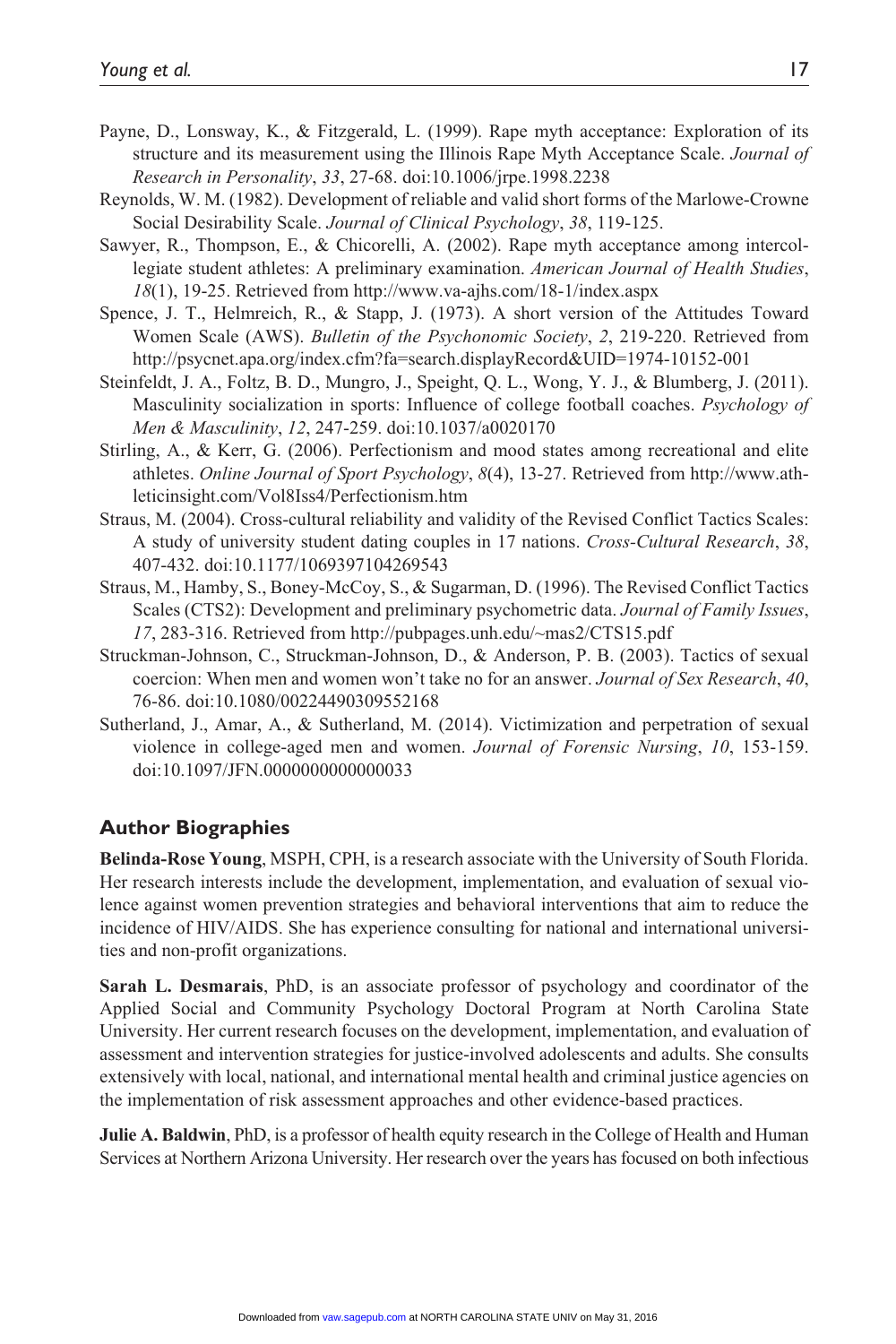Payne, D., Lonsway, K., & Fitzgerald, L. (1999). Rape myth acceptance: Exploration of its structure and its measurement using the Illinois Rape Myth Acceptance Scale. *Journal of Research in Personality*, *33*, 27-68. doi:10.1006/jrpe.1998.2238

Reynolds, W. M. (1982). Development of reliable and valid short forms of the Marlowe-Crowne Social Desirability Scale. *Journal of Clinical Psychology*, *38*, 119-125.

Sawyer, R., Thompson, E., & Chicorelli, A. (2002). Rape myth acceptance among intercollegiate student athletes: A preliminary examination. *American Journal of Health Studies*, *18*(1), 19-25. Retrieved from http://www.va-ajhs.com/18-1/index.aspx

Spence, J. T., Helmreich, R., & Stapp, J. (1973). A short version of the Attitudes Toward Women Scale (AWS). *Bulletin of the Psychonomic Society*, *2*, 219-220. Retrieved from http://psycnet.apa.org/index.cfm?fa=search.displayRecord&UID=1974-10152-001

Steinfeldt, J. A., Foltz, B. D., Mungro, J., Speight, Q. L., Wong, Y. J., & Blumberg, J. (2011). Masculinity socialization in sports: Influence of college football coaches. *Psychology of Men & Masculinity*, *12*, 247-259. doi:10.1037/a0020170

Stirling, A., & Kerr, G. (2006). Perfectionism and mood states among recreational and elite athletes. *Online Journal of Sport Psychology*, *8*(4), 13-27. Retrieved from http://www.athleticinsight.com/Vol8Iss4/Perfectionism.htm

Straus, M. (2004). Cross-cultural reliability and validity of the Revised Conflict Tactics Scales: A study of university student dating couples in 17 nations. *Cross-Cultural Research*, *38*, 407-432. doi:10.1177/1069397104269543

Straus, M., Hamby, S., Boney-McCoy, S., & Sugarman, D. (1996). The Revised Conflict Tactics Scales (CTS2): Development and preliminary psychometric data. *Journal of Family Issues*, *17*, 283-316. Retrieved from http://pubpages.unh.edu/~mas2/CTS15.pdf

Struckman-Johnson, C., Struckman-Johnson, D., & Anderson, P. B. (2003). Tactics of sexual coercion: When men and women won't take no for an answer. *Journal of Sex Research*, *40*, 76-86. doi:10.1080/00224490309552168

Sutherland, J., Amar, A., & Sutherland, M. (2014). Victimization and perpetration of sexual violence in college-aged men and women. *Journal of Forensic Nursing*, *10*, 153-159. doi:10.1097/JFN.0000000000000033

## Author Biographies

**Belinda-Rose Young**, MSPH, CPH, is a research associate with the University of South Florida. Her research interests include the development, implementation, and evaluation of sexual violence against women prevention strategies and behavioral interventions that aim to reduce the incidence of HIV/AIDS. She has experience consulting for national and international universities and non-profit organizations.

**Sarah L. Desmarais**, PhD, is an associate professor of psychology and coordinator of the Applied Social and Community Psychology Doctoral Program at North Carolina State University. Her current research focuses on the development, implementation, and evaluation of assessment and intervention strategies for justice-involved adolescents and adults. She consults extensively with local, national, and international mental health and criminal justice agencies on the implementation of risk assessment approaches and other evidence-based practices.

**Julie A. Baldwin**, PhD, is a professor of health equity research in the College of Health and Human Services at Northern Arizona University. Her research over the years has focused on both infectious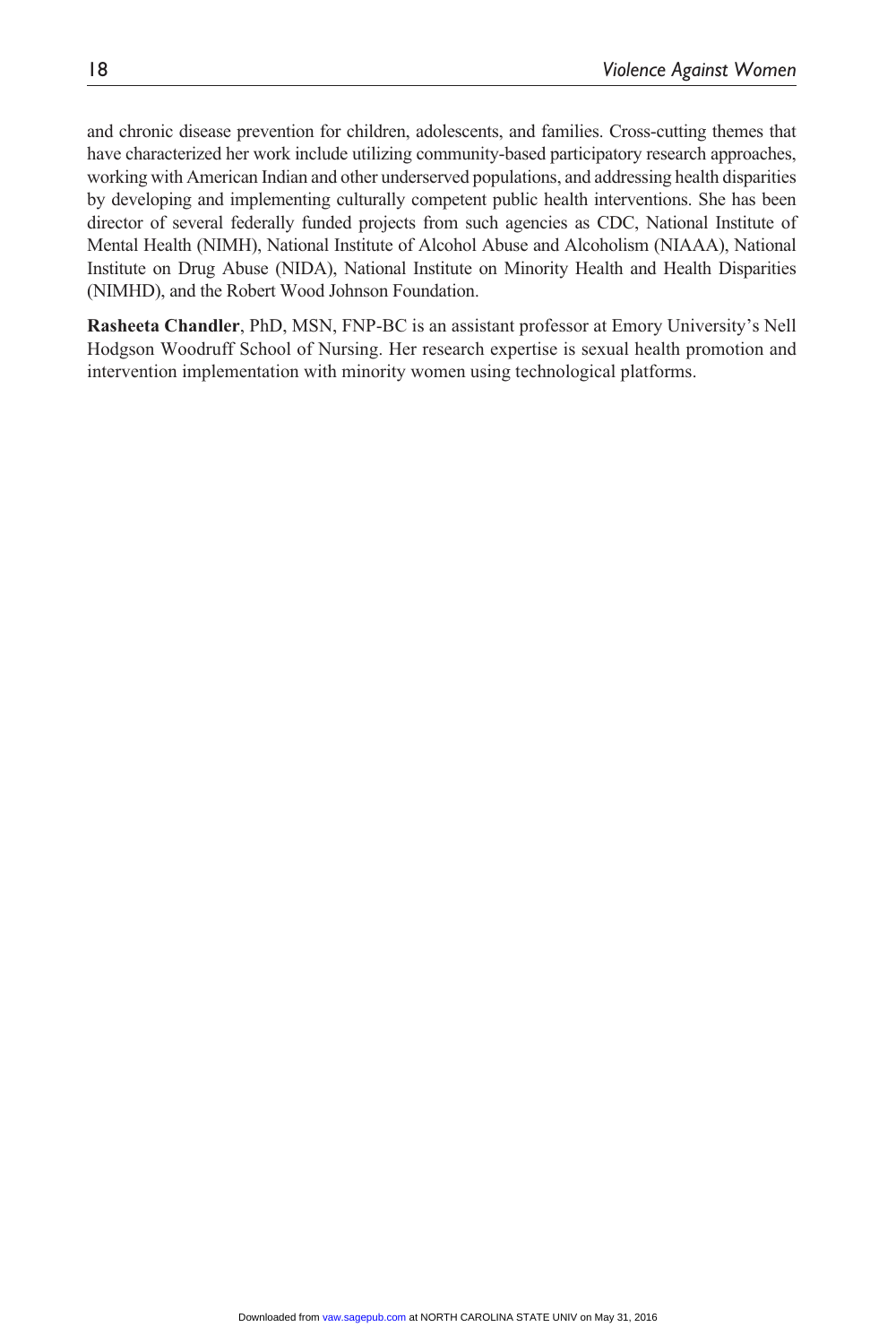and chronic disease prevention for children, adolescents, and families. Cross-cutting themes that have characterized her work include utilizing community-based participatory research approaches, working with American Indian and other underserved populations, and addressing health disparities by developing and implementing culturally competent public health interventions. She has been director of several federally funded projects from such agencies as CDC, National Institute of Mental Health (NIMH), National Institute of Alcohol Abuse and Alcoholism (NIAAA), National Institute on Drug Abuse (NIDA), National Institute on Minority Health and Health Disparities (NIMHD), and the Robert Wood Johnson Foundation.

**Rasheeta Chandler**, PhD, MSN, FNP-BC is an assistant professor at Emory University's Nell Hodgson Woodruff School of Nursing. Her research expertise is sexual health promotion and intervention implementation with minority women using technological platforms.